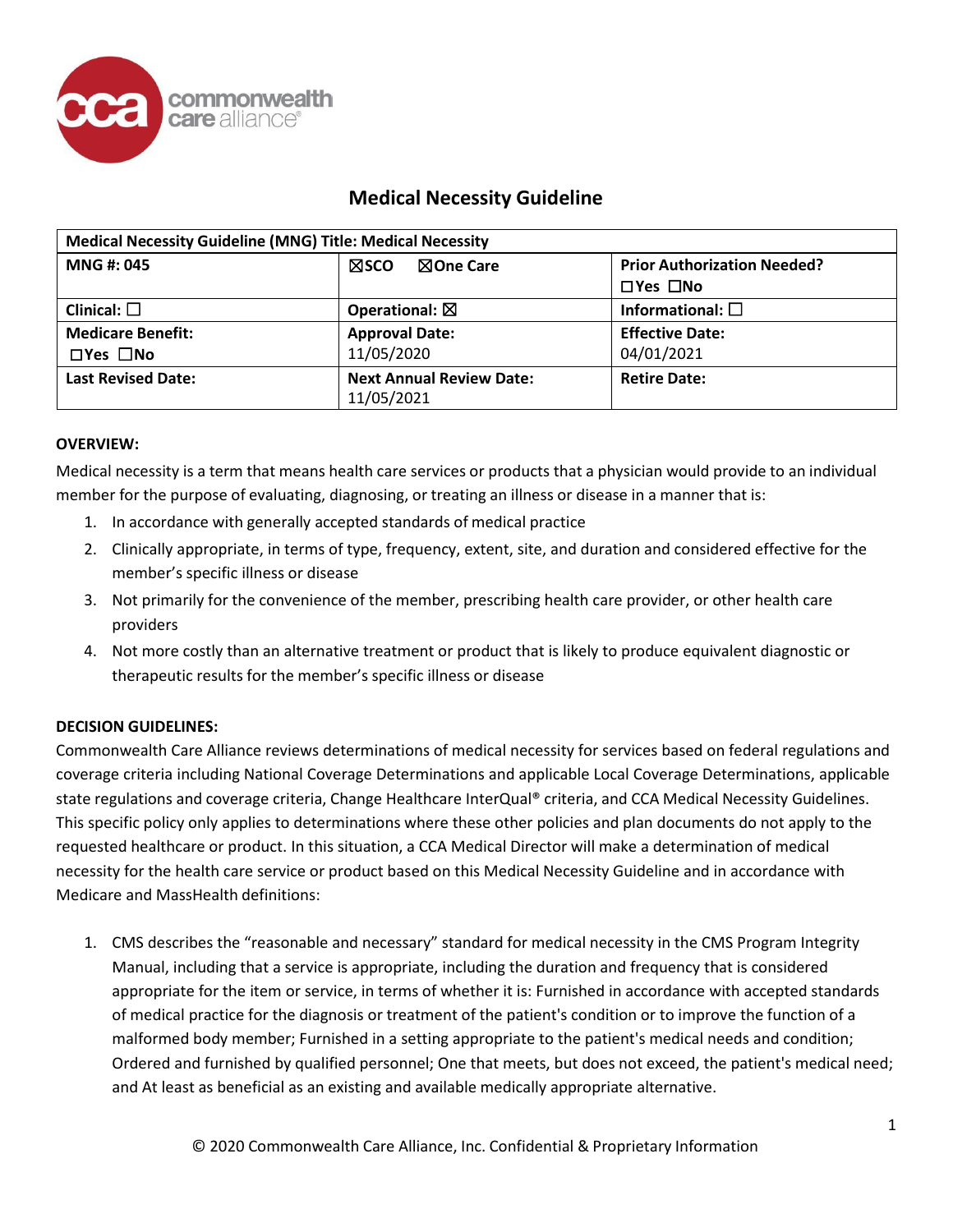# Medical Necessity Guideline

| Medical Necessity Guideline (MNG) Title: Medical Necessity | | |
|---|---|---|
| **MNG #: 045** | **☒SCO ☒One Care** | **Prior Authorization Needed?** ☐Yes ☐No |
| **Clinical:** ☐ | **Operational:** ☒ | **Informational:** ☐ |
| **Medicare Benefit:** ☐Yes ☐No | **Approval Date:** 11/05/2020 | **Effective Date:** 04/01/2021 |
| **Last Revised Date:** | **Next Annual Review Date:** 11/05/2021 | **Retire Date:** |

**OVERVIEW:**

Medical necessity is a term that means health care services or products that a physician would provide to an individual member for the purpose of evaluating, diagnosing, or treating an illness or disease in a manner that is:

1. In accordance with generally accepted standards of medical practice
2. Clinically appropriate, in terms of type, frequency, extent, site, and duration and considered effective for the member's specific illness or disease
3. Not primarily for the convenience of the member, prescribing health care provider, or other health care providers
4. Not more costly than an alternative treatment or product that is likely to produce equivalent diagnostic or therapeutic results for the member's specific illness or disease

**DECISION GUIDELINES:**

Commonwealth Care Alliance reviews determinations of medical necessity for services based on federal regulations and coverage criteria including National Coverage Determinations and applicable Local Coverage Determinations, applicable state regulations and coverage criteria, Change Healthcare InterQual® criteria, and CCA Medical Necessity Guidelines. This specific policy only applies to determinations where these other policies and plan documents do not apply to the requested healthcare or product. In this situation, a CCA Medical Director will make a determination of medical necessity for the health care service or product based on this Medical Necessity Guideline and in accordance with Medicare and MassHealth definitions:

1. CMS describes the "reasonable and necessary" standard for medical necessity in the CMS Program Integrity Manual, including that a service is appropriate, including the duration and frequency that is considered appropriate for the item or service, in terms of whether it is: Furnished in accordance with accepted standards of medical practice for the diagnosis or treatment of the patient's condition or to improve the function of a malformed body member; Furnished in a setting appropriate to the patient's medical needs and condition; Ordered and furnished by qualified personnel; One that meets, but does not exceed, the patient's medical need; and At least as beneficial as an existing and available medically appropriate alternative.

© 2020 Commonwealth Care Alliance, Inc. Confidential & Proprietary Information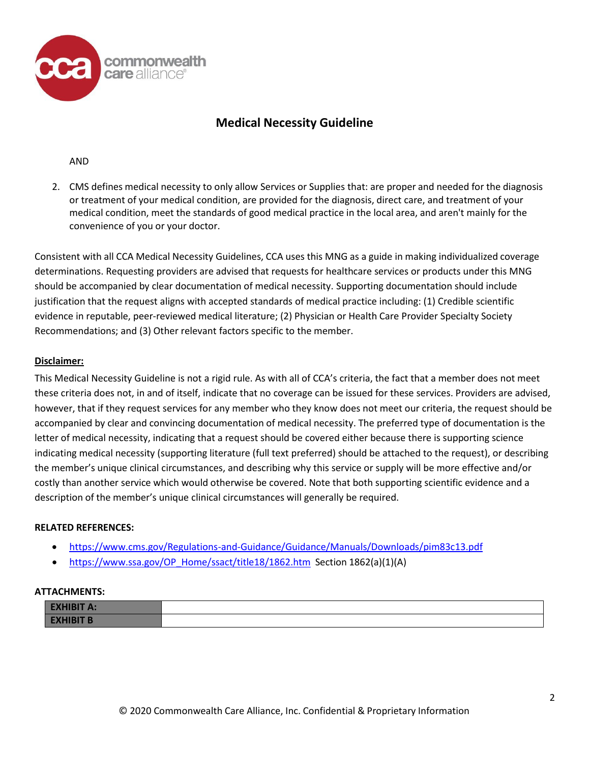AND

2. CMS defines medical necessity to only allow Services or Supplies that: are proper and needed for the diagnosis or treatment of your medical condition, are provided for the diagnosis, direct care, and treatment of your medical condition, meet the standards of good medical practice in the local area, and aren't mainly for the convenience of you or your doctor.

Consistent with all CCA Medical Necessity Guidelines, CCA uses this MNG as a guide in making individualized coverage determinations. Requesting providers are advised that requests for healthcare services or products under this MNG should be accompanied by clear documentation of medical necessity. Supporting documentation should include justification that the request aligns with accepted standards of medical practice including: (1) Credible scientific evidence in reputable, peer-reviewed medical literature; (2) Physician or Health Care Provider Specialty Society Recommendations; and (3) Other relevant factors specific to the member.

**Disclaimer:**

This Medical Necessity Guideline is not a rigid rule. As with all of CCA's criteria, the fact that a member does not meet these criteria does not, in and of itself, indicate that no coverage can be issued for these services. Providers are advised, however, that if they request services for any member who they know does not meet our criteria, the request should be accompanied by clear and convincing documentation of medical necessity. The preferred type of documentation is the letter of medical necessity, indicating that a request should be covered either because there is supporting science indicating medical necessity (supporting literature (full text preferred) should be attached to the request), or describing the member's unique clinical circumstances, and describing why this service or supply will be more effective and/or costly than another service which would otherwise be covered. Note that both supporting scientific evidence and a description of the member's unique clinical circumstances will generally be required.

**RELATED REFERENCES:**

- https://www.cms.gov/Regulations-and-Guidance/Guidance/Manuals/Downloads/pim83c13.pdf
- https://www.ssa.gov/OP_Home/ssact/title18/1862.htm Section 1862(a)(1)(A)

**ATTACHMENTS:**

| | |
|---|---|
| **EXHIBIT A:** | |
| **EXHIBIT B** | |

© 2020 Commonwealth Care Alliance, Inc. Confidential & Proprietary Information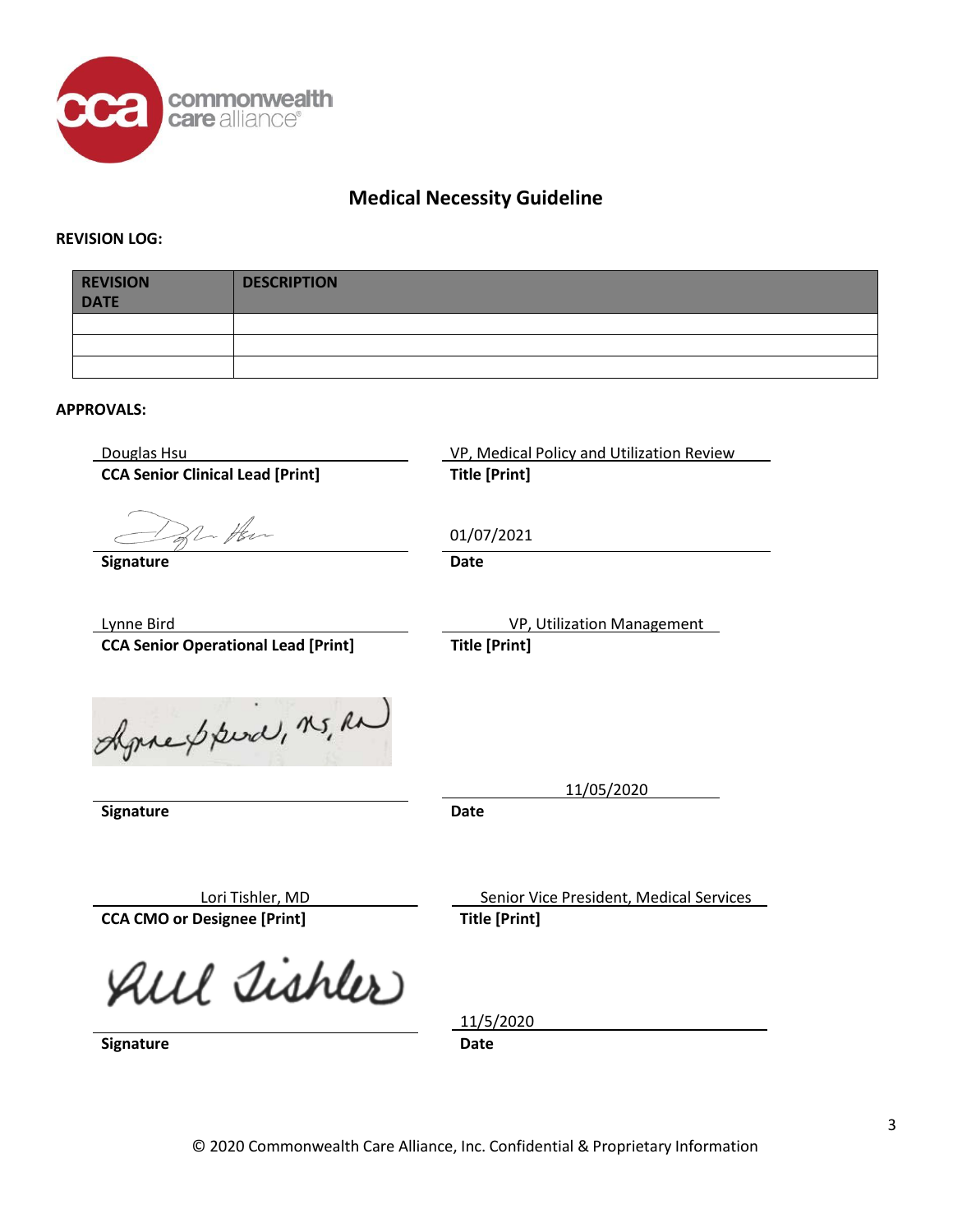## Medical Necessity Guideline

**REVISION LOG:**

| REVISION DATE | DESCRIPTION |
|---|---|
| | |
| | |
| | |

**APPROVALS:**

Douglas Hsu
**CCA Senior Clinical Lead [Print]**

VP, Medical Policy and Utilization Review
**Title [Print]**

**Signature**

01/07/2021
**Date**

Lynne Bird
**CCA Senior Operational Lead [Print]**

VP, Utilization Management
**Title [Print]**

**Signature**

11/05/2020
**Date**

Lori Tishler, MD
**CCA CMO or Designee [Print]**

Senior Vice President, Medical Services
**Title [Print]**

**Signature**

11/5/2020
**Date**

© 2020 Commonwealth Care Alliance, Inc. Confidential & Proprietary Information